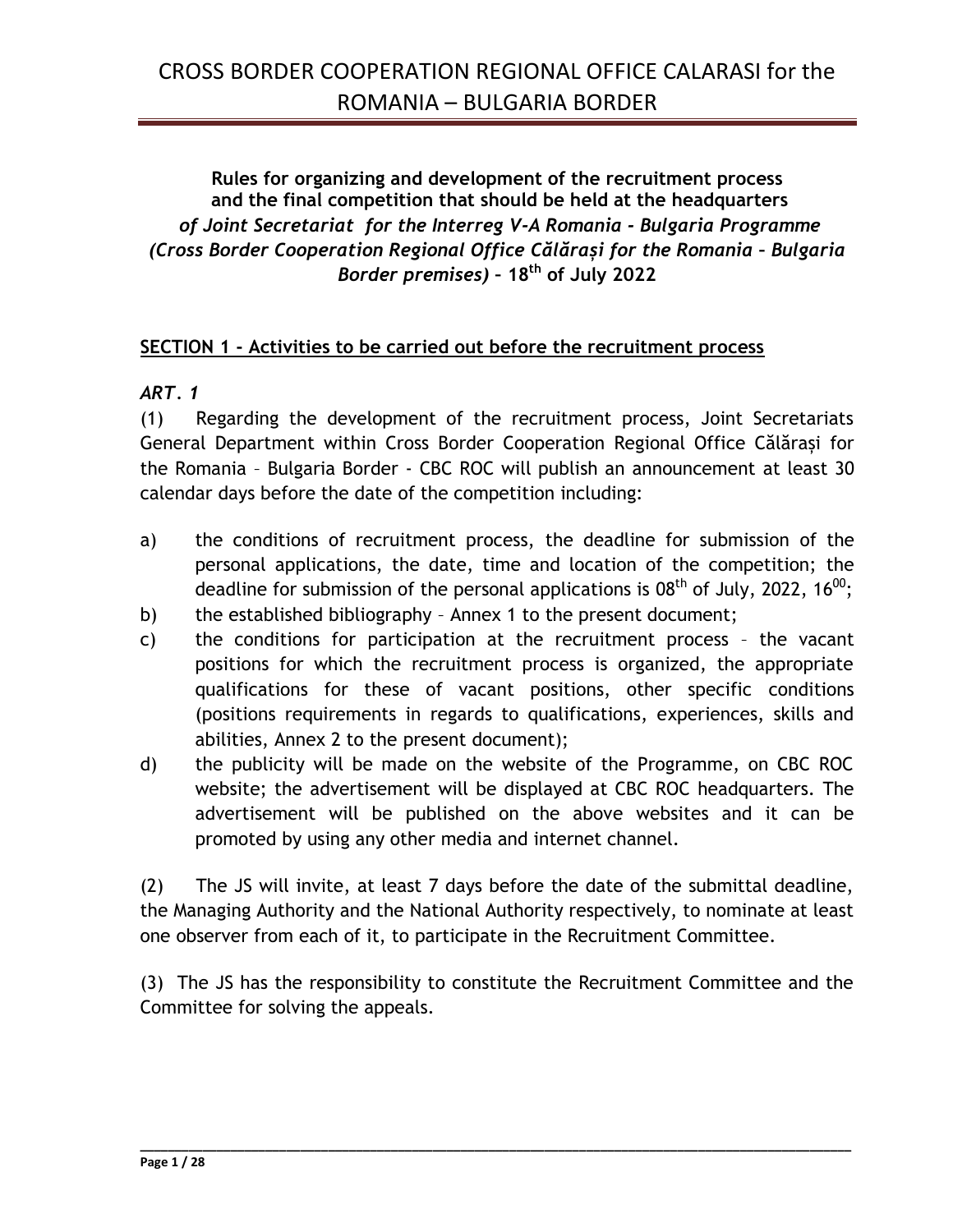**Rules for organizing and development of the recruitment process and the final competition that should be held at the headquarters** ***of Joint Secretariat for the Interreg V-A Romania - Bulgaria Programme (Cross Border Cooperation Regional Office Călărași for the Romania – Bulgaria Border premises)*** **– 18th of July 2022**

## SECTION 1 - Activities to be carried out before the recruitment process

### *ART. 1*

(1) Regarding the development of the recruitment process, Joint Secretariats General Department within Cross Border Cooperation Regional Office Călărași for the Romania – Bulgaria Border - CBC ROC will publish an announcement at least 30 calendar days before the date of the competition including:

a) the conditions of recruitment process, the deadline for submission of the personal applications, the date, time and location of the competition; the deadline for submission of the personal applications is 08th of July, 2022, 16:00;
b) the established bibliography – Annex 1 to the present document;
c) the conditions for participation at the recruitment process – the vacant positions for which the recruitment process is organized, the appropriate qualifications for these of vacant positions, other specific conditions (positions requirements in regards to qualifications, experiences, skills and abilities, Annex 2 to the present document);
d) the publicity will be made on the website of the Programme, on CBC ROC website; the advertisement will be displayed at CBC ROC headquarters. The advertisement will be published on the above websites and it can be promoted by using any other media and internet channel.

(2) The JS will invite, at least 7 days before the date of the submittal deadline, the Managing Authority and the National Authority respectively, to nominate at least one observer from each of it, to participate in the Recruitment Committee.

(3) The JS has the responsibility to constitute the Recruitment Committee and the Committee for solving the appeals.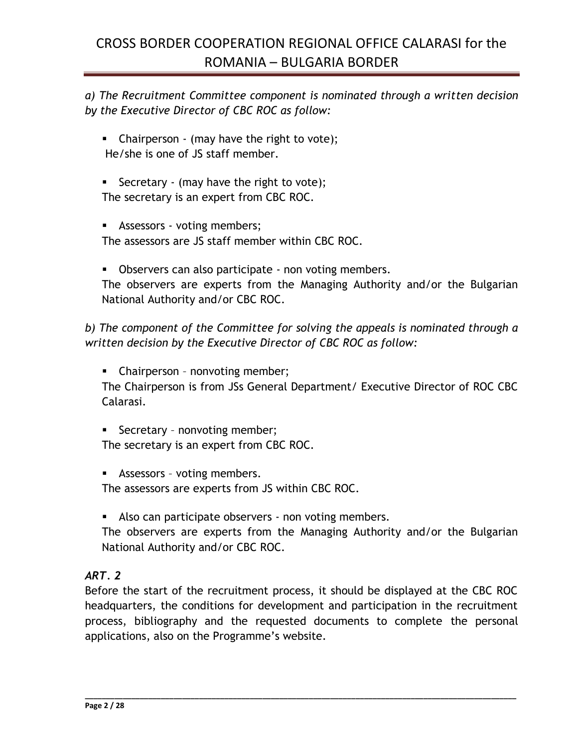*a) The Recruitment Committee component is nominated through a written decision by the Executive Director of CBC ROC as follow:*

- Chairperson - (may have the right to vote);
  He/she is one of JS staff member.

- Secretary - (may have the right to vote);
  The secretary is an expert from CBC ROC.

- Assessors - voting members;
  The assessors are JS staff member within CBC ROC.

- Observers can also participate - non voting members.
  The observers are experts from the Managing Authority and/or the Bulgarian National Authority and/or CBC ROC.

*b) The component of the Committee for solving the appeals is nominated through a written decision by the Executive Director of CBC ROC as follow:*

- Chairperson – nonvoting member;
  The Chairperson is from JSs General Department/ Executive Director of ROC CBC Calarasi.

- Secretary – nonvoting member;
  The secretary is an expert from CBC ROC.

- Assessors – voting members.
  The assessors are experts from JS within CBC ROC.

- Also can participate observers - non voting members.
  The observers are experts from the Managing Authority and/or the Bulgarian National Authority and/or CBC ROC.

### *ART. 2*

Before the start of the recruitment process, it should be displayed at the CBC ROC headquarters, the conditions for development and participation in the recruitment process, bibliography and the requested documents to complete the personal applications, also on the Programme's website.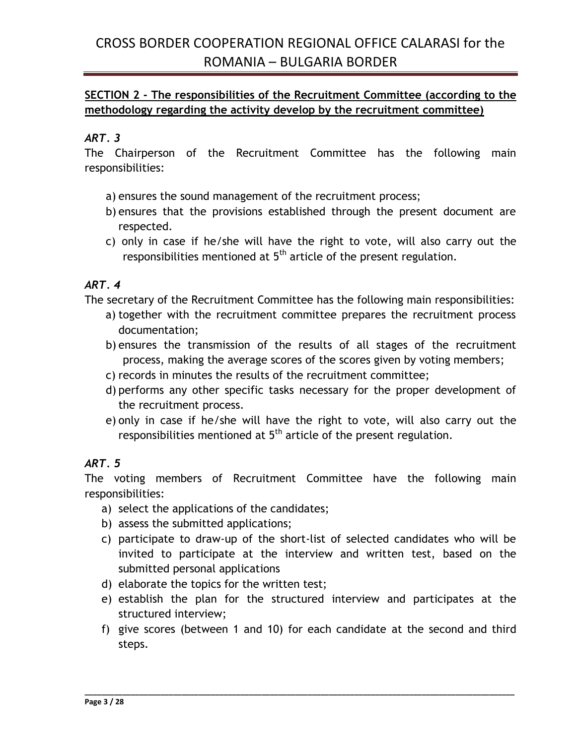**SECTION 2 - The responsibilities of the Recruitment Committee (according to the methodology regarding the activity develop by the recruitment committee)**

### *ART. 3*

The Chairperson of the Recruitment Committee has the following main responsibilities:

a) ensures the sound management of the recruitment process;
b) ensures that the provisions established through the present document are respected.
c) only in case if he/she will have the right to vote, will also carry out the responsibilities mentioned at 5th article of the present regulation.

### *ART. 4*

The secretary of the Recruitment Committee has the following main responsibilities:

a) together with the recruitment committee prepares the recruitment process documentation;
b) ensures the transmission of the results of all stages of the recruitment process, making the average scores of the scores given by voting members;
c) records in minutes the results of the recruitment committee;
d) performs any other specific tasks necessary for the proper development of the recruitment process.
e) only in case if he/she will have the right to vote, will also carry out the responsibilities mentioned at 5th article of the present regulation.

### *ART. 5*

The voting members of Recruitment Committee have the following main responsibilities:

a) select the applications of the candidates;
b) assess the submitted applications;
c) participate to draw-up of the short-list of selected candidates who will be invited to participate at the interview and written test, based on the submitted personal applications
d) elaborate the topics for the written test;
e) establish the plan for the structured interview and participates at the structured interview;
f) give scores (between 1 and 10) for each candidate at the second and third steps.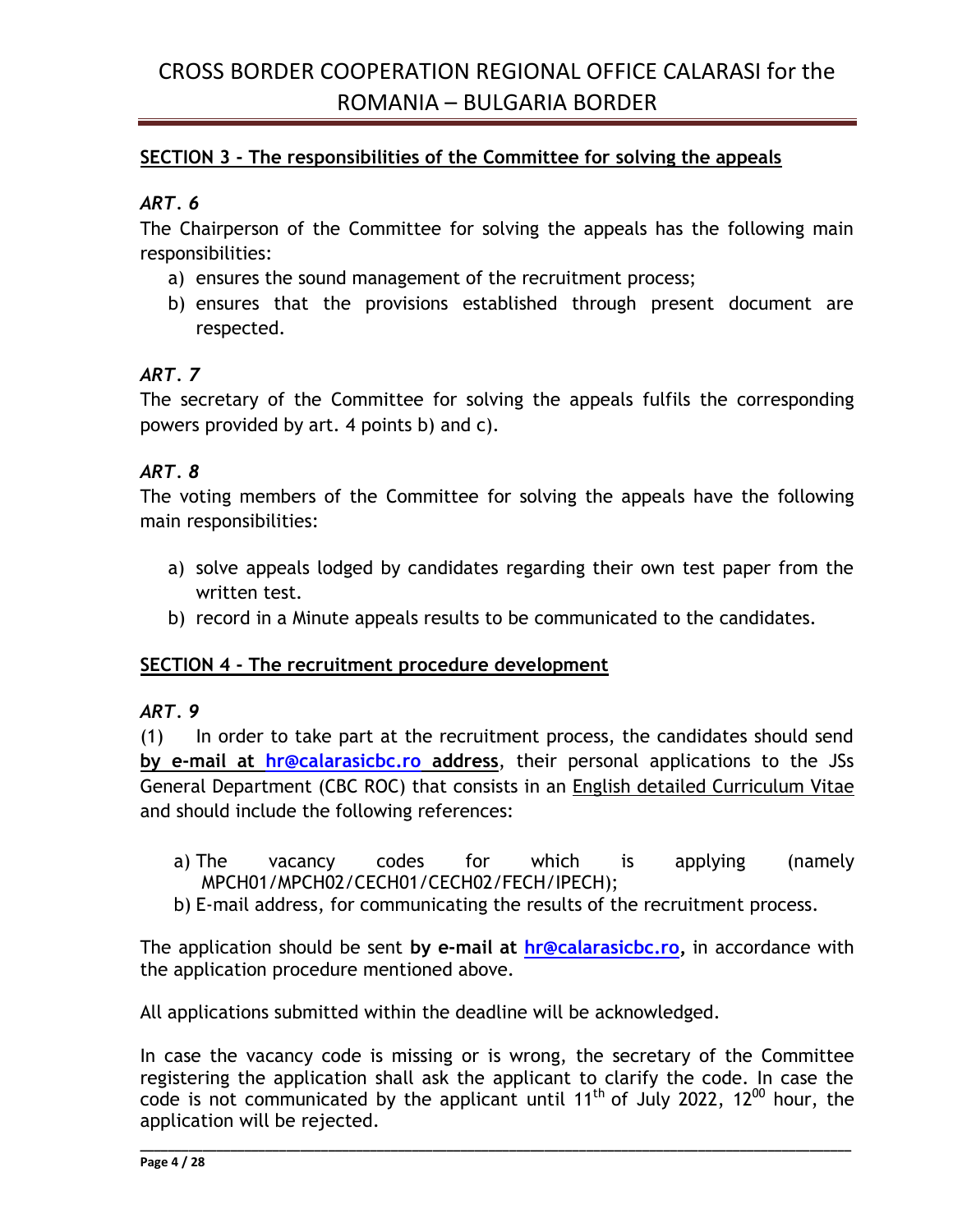## SECTION 3 - The responsibilities of the Committee for solving the appeals

***ART. 6***

The Chairperson of the Committee for solving the appeals has the following main responsibilities:

a) ensures the sound management of the recruitment process;
b) ensures that the provisions established through present document are respected.

***ART. 7***

The secretary of the Committee for solving the appeals fulfils the corresponding powers provided by art. 4 points b) and c).

***ART. 8***

The voting members of the Committee for solving the appeals have the following main responsibilities:

a) solve appeals lodged by candidates regarding their own test paper from the written test.
b) record in a Minute appeals results to be communicated to the candidates.

## SECTION 4 - The recruitment procedure development

***ART. 9***

(1) In order to take part at the recruitment process, the candidates should send **by e-mail at hr@calarasicbc.ro address**, their personal applications to the JSs General Department (CBC ROC) that consists in an English detailed Curriculum Vitae and should include the following references:

a) The vacancy codes for which is applying (namely MPCH01/MPCH02/CECH01/CECH02/FECH/IPECH);
b) E-mail address, for communicating the results of the recruitment process.

The application should be sent **by e-mail at hr@calarasicbc.ro,** in accordance with the application procedure mentioned above.

All applications submitted within the deadline will be acknowledged.

In case the vacancy code is missing or is wrong, the secretary of the Committee registering the application shall ask the applicant to clarify the code. In case the code is not communicated by the applicant until 11th of July 2022, 12:00 hour, the application will be rejected.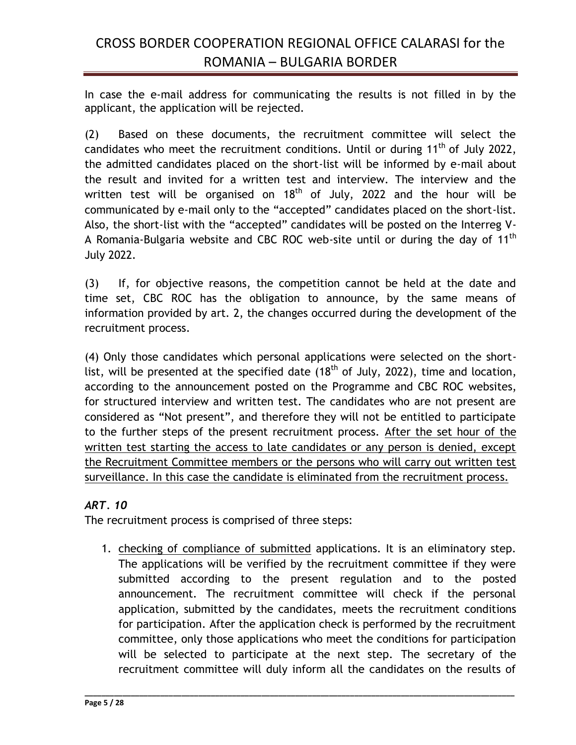In case the e-mail address for communicating the results is not filled in by the applicant, the application will be rejected.

(2) Based on these documents, the recruitment committee will select the candidates who meet the recruitment conditions. Until or during 11th of July 2022, the admitted candidates placed on the short-list will be informed by e-mail about the result and invited for a written test and interview. The interview and the written test will be organised on 18th of July, 2022 and the hour will be communicated by e-mail only to the "accepted" candidates placed on the short-list. Also, the short-list with the "accepted" candidates will be posted on the Interreg V-A Romania-Bulgaria website and CBC ROC web-site until or during the day of 11th July 2022.

(3) If, for objective reasons, the competition cannot be held at the date and time set, CBC ROC has the obligation to announce, by the same means of information provided by art. 2, the changes occurred during the development of the recruitment process.

(4) Only those candidates which personal applications were selected on the short-list, will be presented at the specified date (18th of July, 2022), time and location, according to the announcement posted on the Programme and CBC ROC websites, for structured interview and written test. The candidates who are not present are considered as "Not present", and therefore they will not be entitled to participate to the further steps of the present recruitment process. After the set hour of the written test starting the access to late candidates or any person is denied, except the Recruitment Committee members or the persons who will carry out written test surveillance. In this case the candidate is eliminated from the recruitment process.

### *ART. 10*

The recruitment process is comprised of three steps:

1. checking of compliance of submitted applications. It is an eliminatory step. The applications will be verified by the recruitment committee if they were submitted according to the present regulation and to the posted announcement. The recruitment committee will check if the personal application, submitted by the candidates, meets the recruitment conditions for participation. After the application check is performed by the recruitment committee, only those applications who meet the conditions for participation will be selected to participate at the next step. The secretary of the recruitment committee will duly inform all the candidates on the results of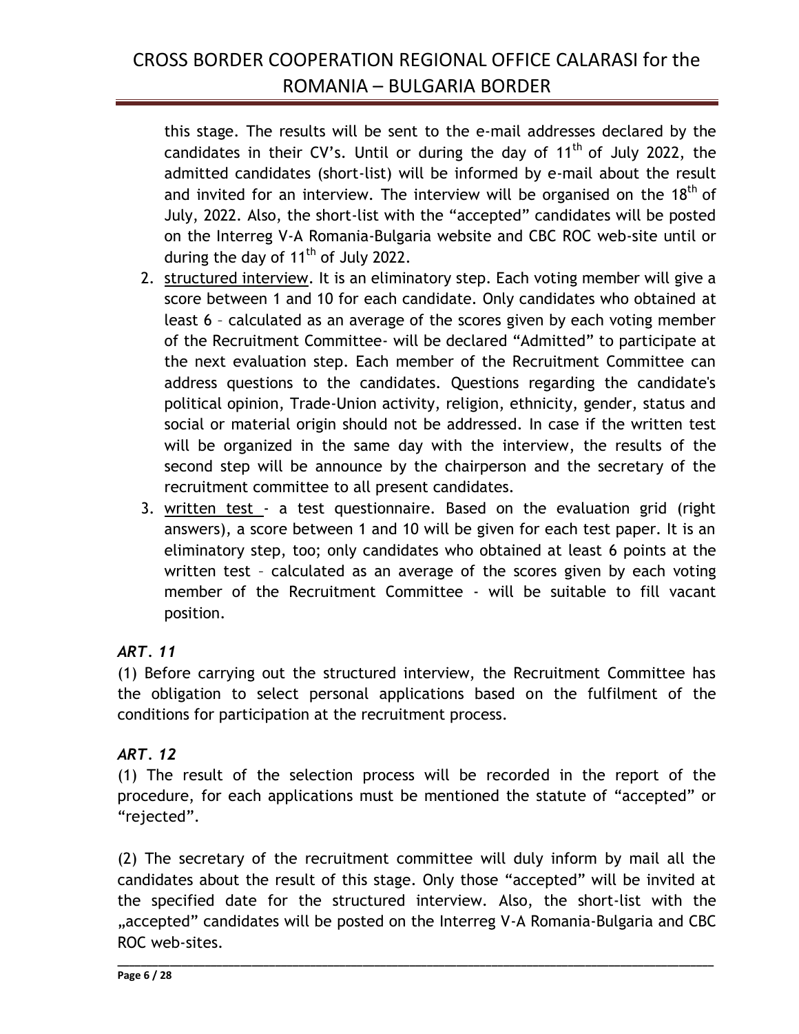this stage. The results will be sent to the e-mail addresses declared by the candidates in their CV's. Until or during the day of 11th of July 2022, the admitted candidates (short-list) will be informed by e-mail about the result and invited for an interview. The interview will be organised on the 18th of July, 2022. Also, the short-list with the "accepted" candidates will be posted on the Interreg V-A Romania-Bulgaria website and CBC ROC web-site until or during the day of 11th of July 2022.

2. structured interview. It is an eliminatory step. Each voting member will give a score between 1 and 10 for each candidate. Only candidates who obtained at least 6 – calculated as an average of the scores given by each voting member of the Recruitment Committee- will be declared "Admitted" to participate at the next evaluation step. Each member of the Recruitment Committee can address questions to the candidates. Questions regarding the candidate's political opinion, Trade-Union activity, religion, ethnicity, gender, status and social or material origin should not be addressed. In case if the written test will be organized in the same day with the interview, the results of the second step will be announce by the chairperson and the secretary of the recruitment committee to all present candidates.
3. written test - a test questionnaire. Based on the evaluation grid (right answers), a score between 1 and 10 will be given for each test paper. It is an eliminatory step, too; only candidates who obtained at least 6 points at the written test – calculated as an average of the scores given by each voting member of the Recruitment Committee - will be suitable to fill vacant position.

### *ART. 11*

(1) Before carrying out the structured interview, the Recruitment Committee has the obligation to select personal applications based on the fulfilment of the conditions for participation at the recruitment process.

### *ART. 12*

(1) The result of the selection process will be recorded in the report of the procedure, for each applications must be mentioned the statute of "accepted" or "rejected".

(2) The secretary of the recruitment committee will duly inform by mail all the candidates about the result of this stage. Only those "accepted" will be invited at the specified date for the structured interview. Also, the short-list with the „accepted" candidates will be posted on the Interreg V-A Romania-Bulgaria and CBC ROC web-sites.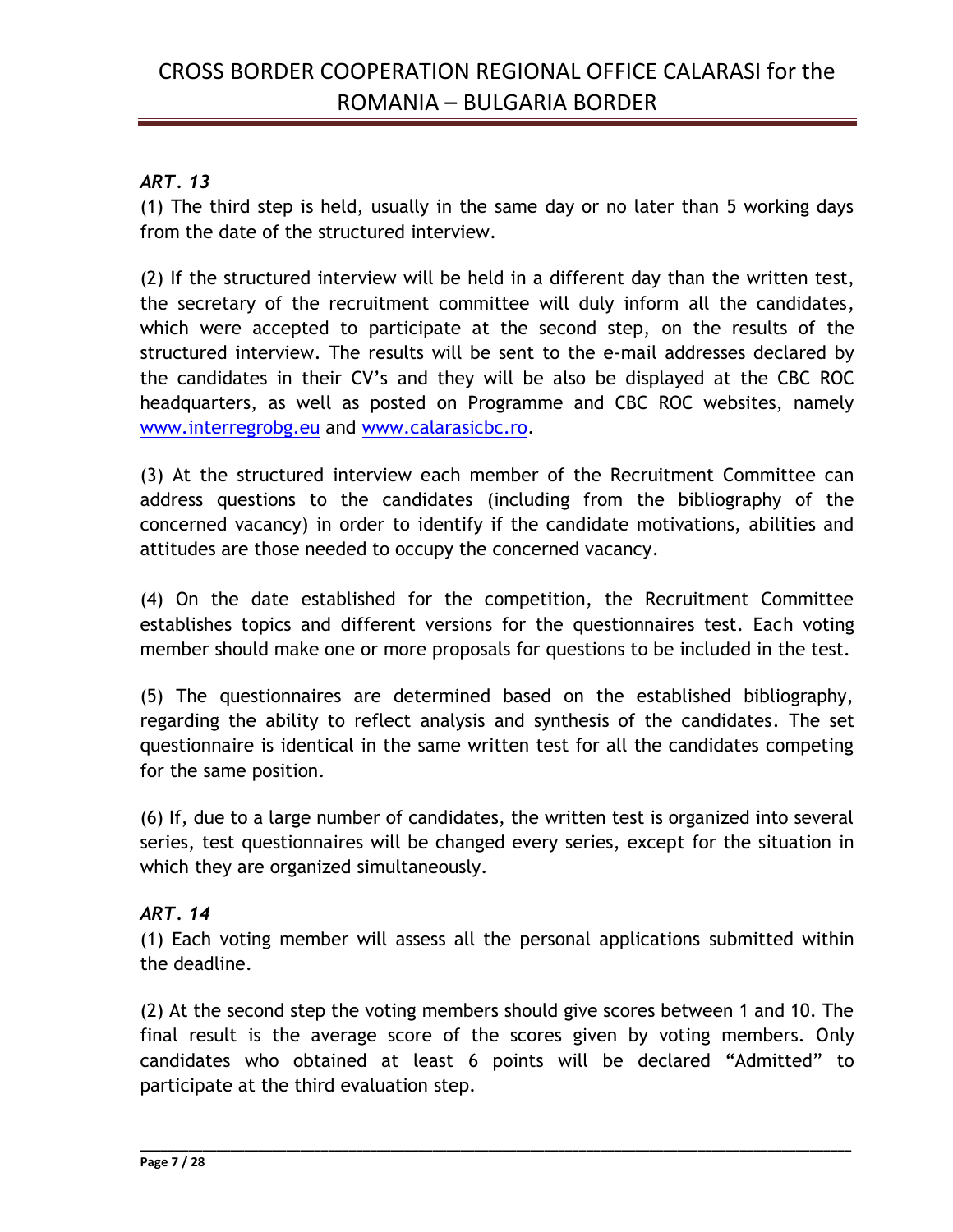### *ART. 13*

(1) The third step is held, usually in the same day or no later than 5 working days from the date of the structured interview.

(2) If the structured interview will be held in a different day than the written test, the secretary of the recruitment committee will duly inform all the candidates, which were accepted to participate at the second step, on the results of the structured interview. The results will be sent to the e-mail addresses declared by the candidates in their CV's and they will be also be displayed at the CBC ROC headquarters, as well as posted on Programme and CBC ROC websites, namely [www.interregrobg.eu](http://www.interregrobg.eu) and [www.calarasicbc.ro](http://www.calarasicbc.ro).

(3) At the structured interview each member of the Recruitment Committee can address questions to the candidates (including from the bibliography of the concerned vacancy) in order to identify if the candidate motivations, abilities and attitudes are those needed to occupy the concerned vacancy.

(4) On the date established for the competition, the Recruitment Committee establishes topics and different versions for the questionnaires test. Each voting member should make one or more proposals for questions to be included in the test.

(5) The questionnaires are determined based on the established bibliography, regarding the ability to reflect analysis and synthesis of the candidates. The set questionnaire is identical in the same written test for all the candidates competing for the same position.

(6) If, due to a large number of candidates, the written test is organized into several series, test questionnaires will be changed every series, except for the situation in which they are organized simultaneously.

### *ART. 14*

(1) Each voting member will assess all the personal applications submitted within the deadline.

(2) At the second step the voting members should give scores between 1 and 10. The final result is the average score of the scores given by voting members. Only candidates who obtained at least 6 points will be declared "Admitted" to participate at the third evaluation step.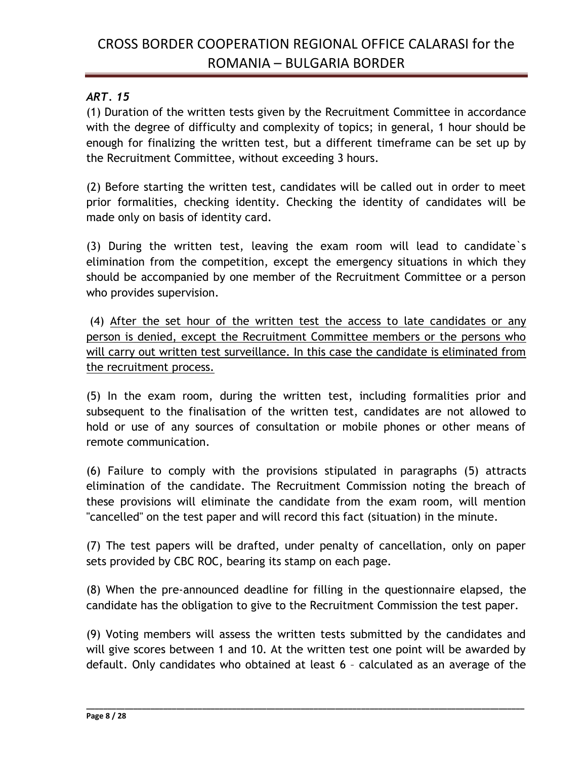***ART. 15***

(1) Duration of the written tests given by the Recruitment Committee in accordance with the degree of difficulty and complexity of topics; in general, 1 hour should be enough for finalizing the written test, but a different timeframe can be set up by the Recruitment Committee, without exceeding 3 hours.

(2) Before starting the written test, candidates will be called out in order to meet prior formalities, checking identity. Checking the identity of candidates will be made only on basis of identity card.

(3) During the written test, leaving the exam room will lead to candidate`s elimination from the competition, except the emergency situations in which they should be accompanied by one member of the Recruitment Committee or a person who provides supervision.

(4) <u>After the set hour of the written test the access to late candidates or any person is denied, except the Recruitment Committee members or the persons who will carry out written test surveillance. In this case the candidate is eliminated from the recruitment process.</u>

(5) In the exam room, during the written test, including formalities prior and subsequent to the finalisation of the written test, candidates are not allowed to hold or use of any sources of consultation or mobile phones or other means of remote communication.

(6) Failure to comply with the provisions stipulated in paragraphs (5) attracts elimination of the candidate. The Recruitment Commission noting the breach of these provisions will eliminate the candidate from the exam room, will mention "cancelled" on the test paper and will record this fact (situation) in the minute.

(7) The test papers will be drafted, under penalty of cancellation, only on paper sets provided by CBC ROC, bearing its stamp on each page.

(8) When the pre-announced deadline for filling in the questionnaire elapsed, the candidate has the obligation to give to the Recruitment Commission the test paper.

(9) Voting members will assess the written tests submitted by the candidates and will give scores between 1 and 10. At the written test one point will be awarded by default. Only candidates who obtained at least 6 – calculated as an average of the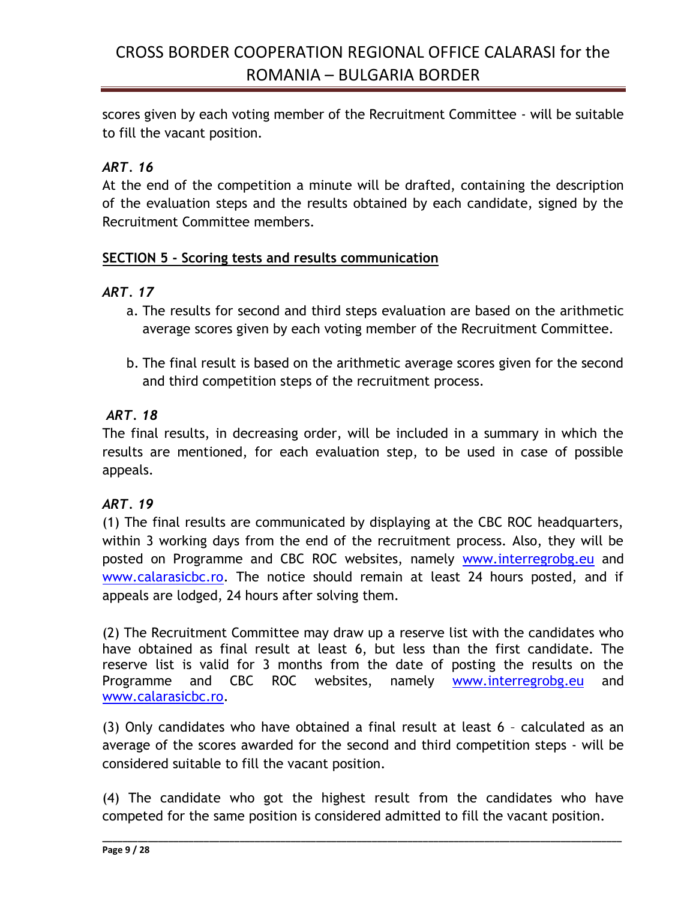scores given by each voting member of the Recruitment Committee - will be suitable to fill the vacant position.

*ART. 16*

At the end of the competition a minute will be drafted, containing the description of the evaluation steps and the results obtained by each candidate, signed by the Recruitment Committee members.

**SECTION 5 - Scoring tests and results communication**

*ART. 17*

a. The results for second and third steps evaluation are based on the arithmetic average scores given by each voting member of the Recruitment Committee.

b. The final result is based on the arithmetic average scores given for the second and third competition steps of the recruitment process.

*ART. 18*

The final results, in decreasing order, will be included in a summary in which the results are mentioned, for each evaluation step, to be used in case of possible appeals.

*ART. 19*

(1) The final results are communicated by displaying at the CBC ROC headquarters, within 3 working days from the end of the recruitment process. Also, they will be posted on Programme and CBC ROC websites, namely www.interregrobg.eu and www.calarasicbc.ro. The notice should remain at least 24 hours posted, and if appeals are lodged, 24 hours after solving them.

(2) The Recruitment Committee may draw up a reserve list with the candidates who have obtained as final result at least 6, but less than the first candidate. The reserve list is valid for 3 months from the date of posting the results on the Programme and CBC ROC websites, namely www.interregrobg.eu and www.calarasicbc.ro.

(3) Only candidates who have obtained a final result at least 6 – calculated as an average of the scores awarded for the second and third competition steps - will be considered suitable to fill the vacant position.

(4) The candidate who got the highest result from the candidates who have competed for the same position is considered admitted to fill the vacant position.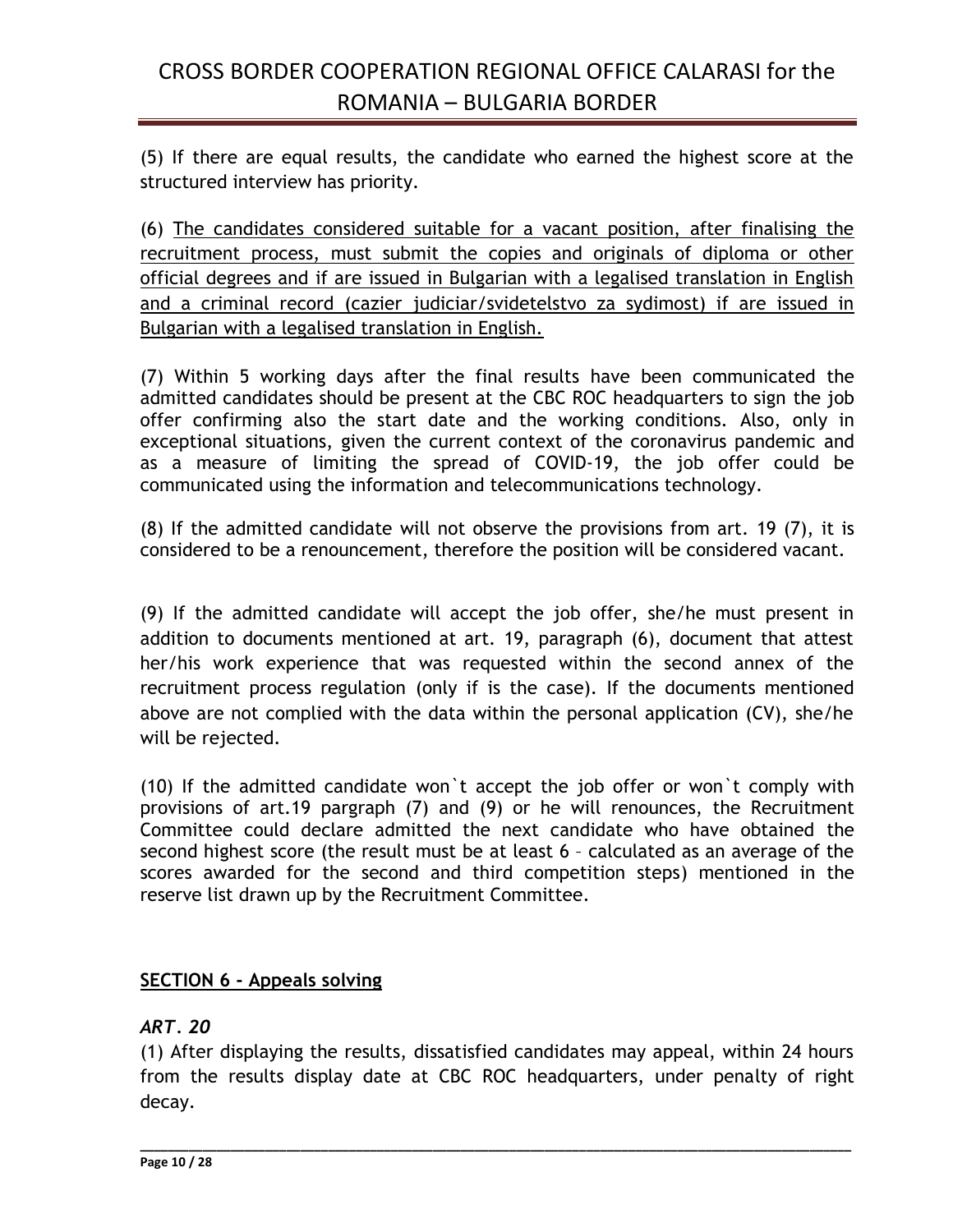(5) If there are equal results, the candidate who earned the highest score at the structured interview has priority.

(6) <u>The candidates considered suitable for a vacant position, after finalising the recruitment process, must submit the copies and originals of diploma or other official degrees and if are issued in Bulgarian with a legalised translation in English and a criminal record (cazier judiciar/svidetelstvo za sydimost) if are issued in Bulgarian with a legalised translation in English.</u>

(7) Within 5 working days after the final results have been communicated the admitted candidates should be present at the CBC ROC headquarters to sign the job offer confirming also the start date and the working conditions. Also, only in exceptional situations, given the current context of the coronavirus pandemic and as a measure of limiting the spread of COVID-19, the job offer could be communicated using the information and telecommunications technology.

(8) If the admitted candidate will not observe the provisions from art. 19 (7), it is considered to be a renouncement, therefore the position will be considered vacant.

(9) If the admitted candidate will accept the job offer, she/he must present in addition to documents mentioned at art. 19, paragraph (6), document that attest her/his work experience that was requested within the second annex of the recruitment process regulation (only if is the case). If the documents mentioned above are not complied with the data within the personal application (CV), she/he will be rejected.

(10) If the admitted candidate won`t accept the job offer or won`t comply with provisions of art.19 pargraph (7) and (9) or he will renounces, the Recruitment Committee could declare admitted the next candidate who have obtained the second highest score (the result must be at least 6 – calculated as an average of the scores awarded for the second and third competition steps) mentioned in the reserve list drawn up by the Recruitment Committee.

## <u>SECTION 6 - Appeals solving</u>

***ART. 20***

(1) After displaying the results, dissatisfied candidates may appeal, within 24 hours from the results display date at CBC ROC headquarters, under penalty of right decay.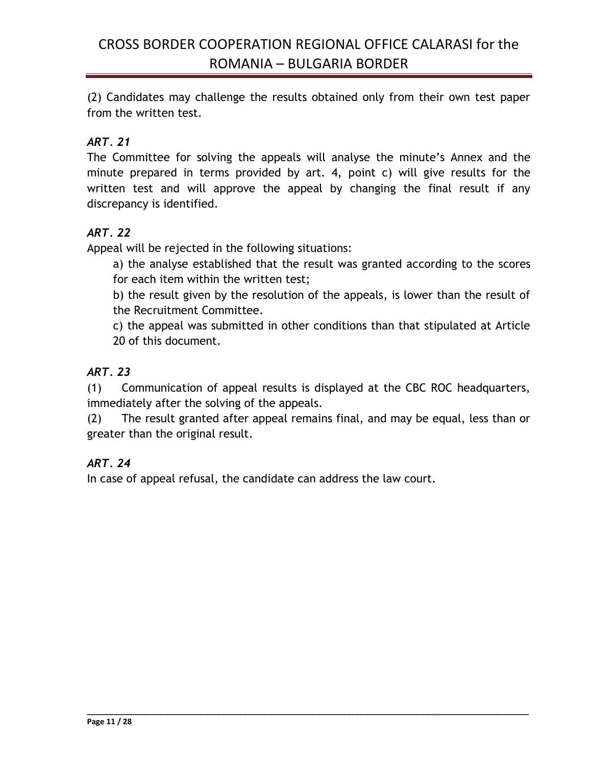(2) Candidates may challenge the results obtained only from their own test paper from the written test.

### *ART. 21*

The Committee for solving the appeals will analyse the minute's Annex and the minute prepared in terms provided by art. 4, point c) will give results for the written test and will approve the appeal by changing the final result if any discrepancy is identified.

### *ART. 22*

Appeal will be rejected in the following situations:

a) the analyse established that the result was granted according to the scores for each item within the written test;

b) the result given by the resolution of the appeals, is lower than the result of the Recruitment Committee.

c) the appeal was submitted in other conditions than that stipulated at Article 20 of this document.

### *ART. 23*

(1) Communication of appeal results is displayed at the CBC ROC headquarters, immediately after the solving of the appeals.

(2) The result granted after appeal remains final, and may be equal, less than or greater than the original result.

### *ART. 24*

In case of appeal refusal, the candidate can address the law court.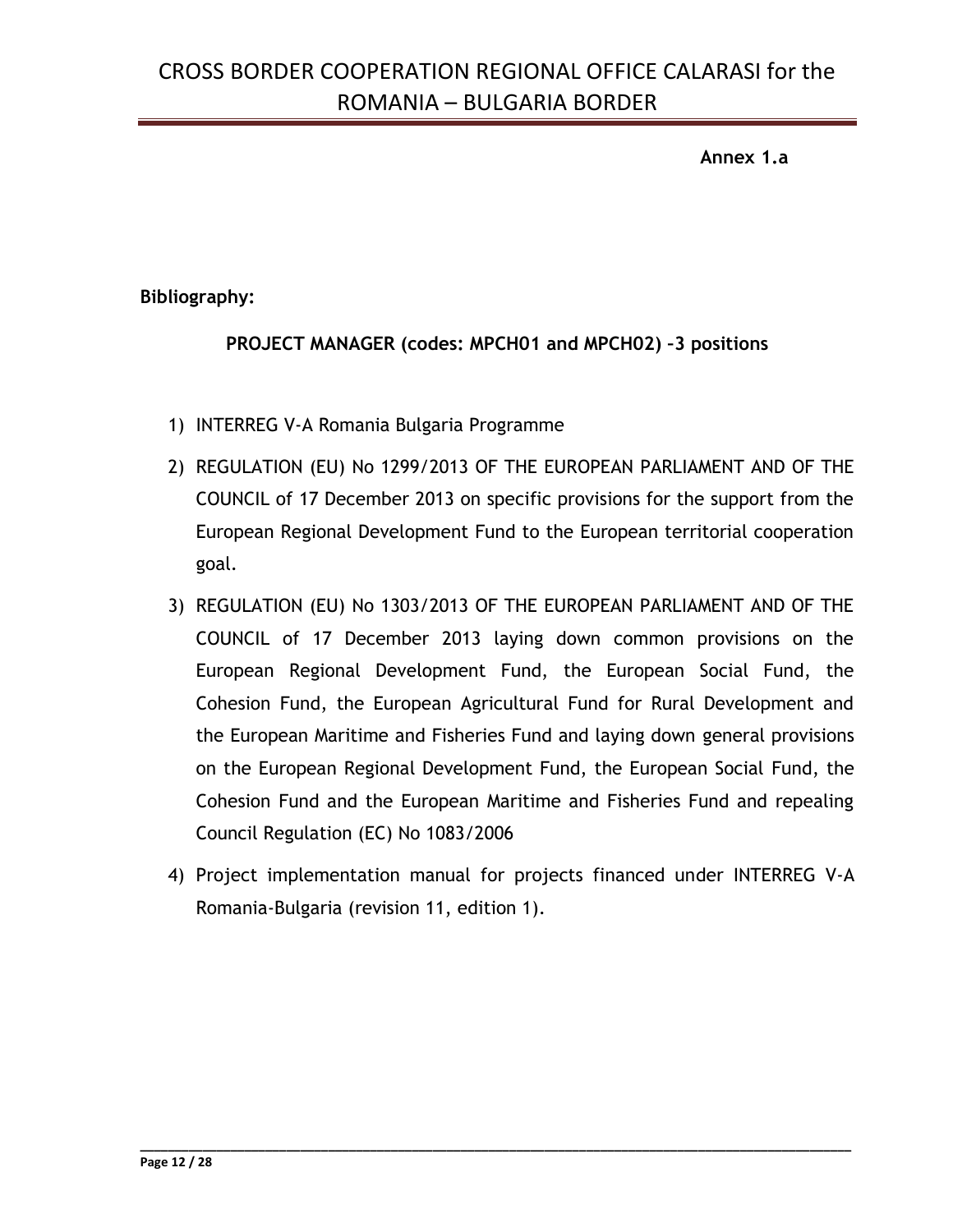**Annex 1.a**

**Bibliography:**

**PROJECT MANAGER (codes: MPCH01 and MPCH02) –3 positions**

1) INTERREG V-A Romania Bulgaria Programme
2) REGULATION (EU) No 1299/2013 OF THE EUROPEAN PARLIAMENT AND OF THE COUNCIL of 17 December 2013 on specific provisions for the support from the European Regional Development Fund to the European territorial cooperation goal.
3) REGULATION (EU) No 1303/2013 OF THE EUROPEAN PARLIAMENT AND OF THE COUNCIL of 17 December 2013 laying down common provisions on the European Regional Development Fund, the European Social Fund, the Cohesion Fund, the European Agricultural Fund for Rural Development and the European Maritime and Fisheries Fund and laying down general provisions on the European Regional Development Fund, the European Social Fund, the Cohesion Fund and the European Maritime and Fisheries Fund and repealing Council Regulation (EC) No 1083/2006
4) Project implementation manual for projects financed under INTERREG V-A Romania-Bulgaria (revision 11, edition 1).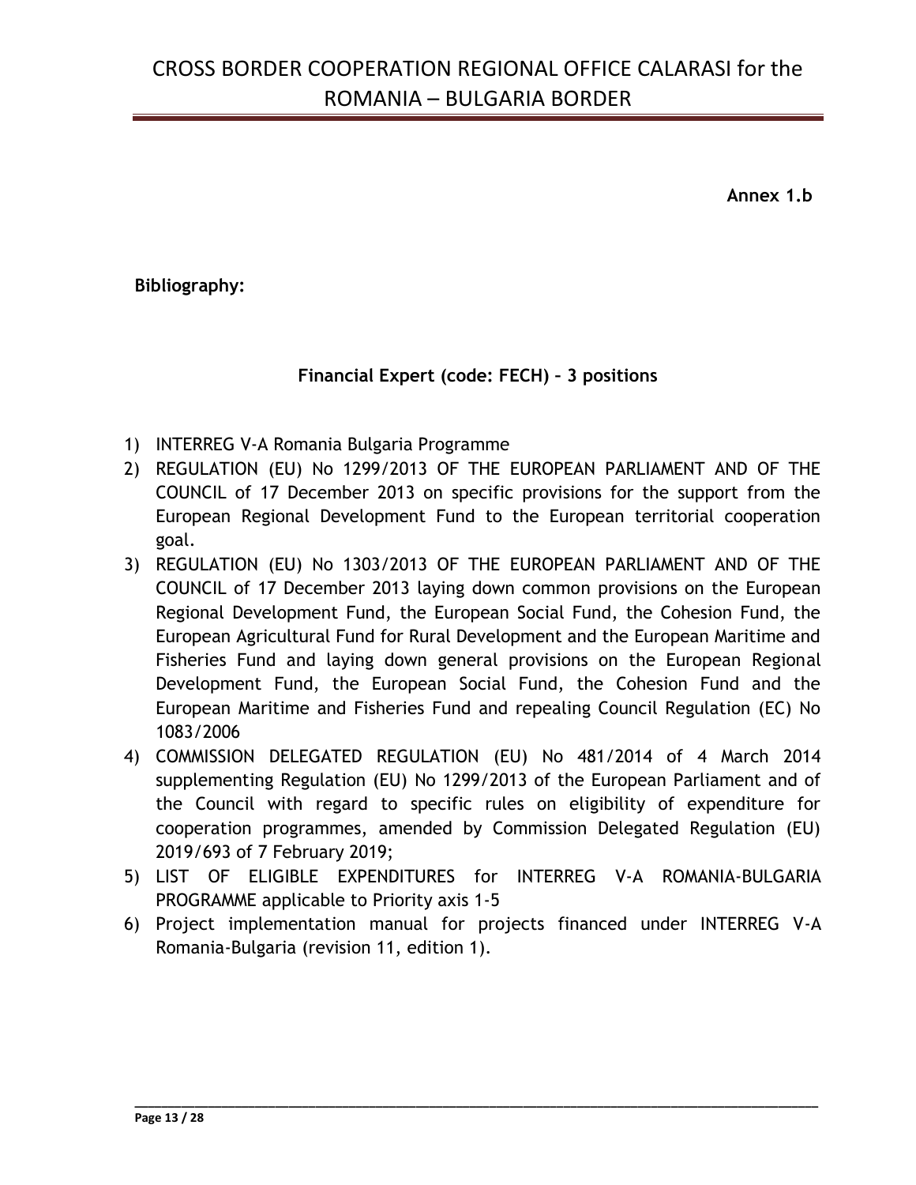**Annex 1.b**

**Bibliography:**

**Financial Expert (code: FECH) – 3 positions**

1) INTERREG V-A Romania Bulgaria Programme
2) REGULATION (EU) No 1299/2013 OF THE EUROPEAN PARLIAMENT AND OF THE COUNCIL of 17 December 2013 on specific provisions for the support from the European Regional Development Fund to the European territorial cooperation goal.
3) REGULATION (EU) No 1303/2013 OF THE EUROPEAN PARLIAMENT AND OF THE COUNCIL of 17 December 2013 laying down common provisions on the European Regional Development Fund, the European Social Fund, the Cohesion Fund, the European Agricultural Fund for Rural Development and the European Maritime and Fisheries Fund and laying down general provisions on the European Regional Development Fund, the European Social Fund, the Cohesion Fund and the European Maritime and Fisheries Fund and repealing Council Regulation (EC) No 1083/2006
4) COMMISSION DELEGATED REGULATION (EU) No 481/2014 of 4 March 2014 supplementing Regulation (EU) No 1299/2013 of the European Parliament and of the Council with regard to specific rules on eligibility of expenditure for cooperation programmes, amended by Commission Delegated Regulation (EU) 2019/693 of 7 February 2019;
5) LIST OF ELIGIBLE EXPENDITURES for INTERREG V-A ROMANIA-BULGARIA PROGRAMME applicable to Priority axis 1-5
6) Project implementation manual for projects financed under INTERREG V-A Romania-Bulgaria (revision 11, edition 1).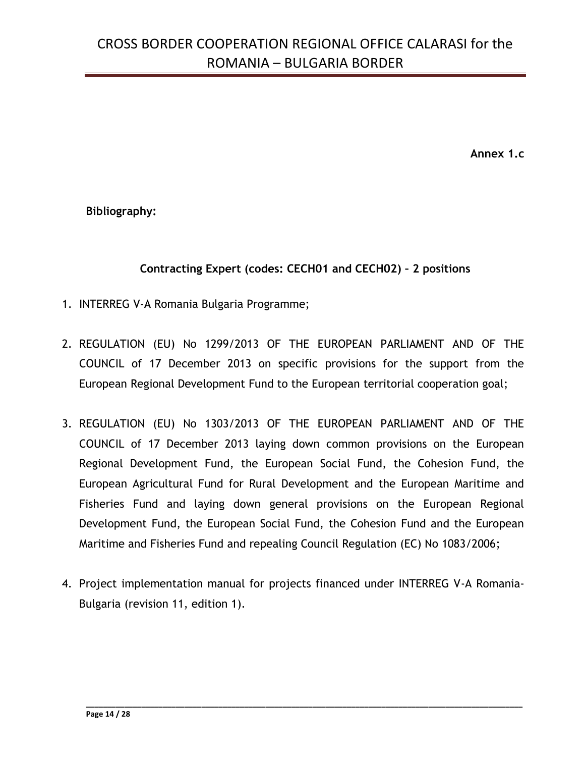**Annex 1.c**

**Bibliography:**

**Contracting Expert (codes: CECH01 and CECH02) – 2 positions**

1. INTERREG V-A Romania Bulgaria Programme;
2. REGULATION (EU) No 1299/2013 OF THE EUROPEAN PARLIAMENT AND OF THE COUNCIL of 17 December 2013 on specific provisions for the support from the European Regional Development Fund to the European territorial cooperation goal;
3. REGULATION (EU) No 1303/2013 OF THE EUROPEAN PARLIAMENT AND OF THE COUNCIL of 17 December 2013 laying down common provisions on the European Regional Development Fund, the European Social Fund, the Cohesion Fund, the European Agricultural Fund for Rural Development and the European Maritime and Fisheries Fund and laying down general provisions on the European Regional Development Fund, the European Social Fund, the Cohesion Fund and the European Maritime and Fisheries Fund and repealing Council Regulation (EC) No 1083/2006;
4. Project implementation manual for projects financed under INTERREG V-A Romania-Bulgaria (revision 11, edition 1).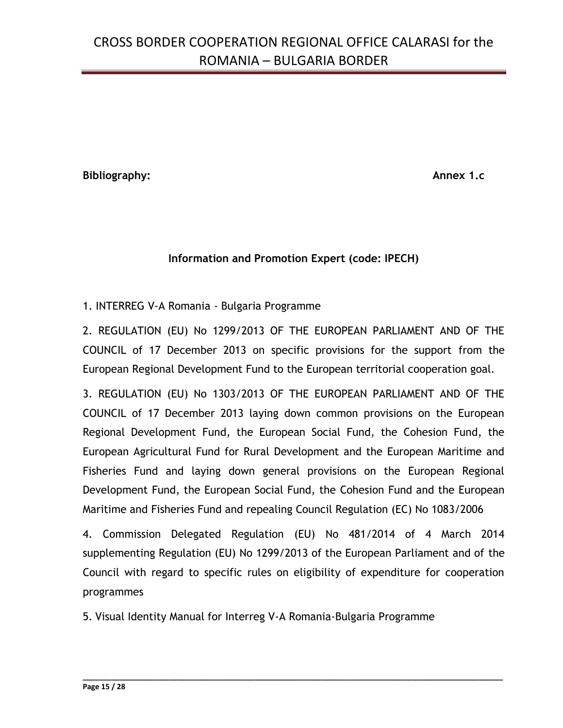**Bibliography:** **Annex 1.c**

**Information and Promotion Expert (code: IPECH)**

1. INTERREG V-A Romania - Bulgaria Programme

2. REGULATION (EU) No 1299/2013 OF THE EUROPEAN PARLIAMENT AND OF THE COUNCIL of 17 December 2013 on specific provisions for the support from the European Regional Development Fund to the European territorial cooperation goal.

3. REGULATION (EU) No 1303/2013 OF THE EUROPEAN PARLIAMENT AND OF THE COUNCIL of 17 December 2013 laying down common provisions on the European Regional Development Fund, the European Social Fund, the Cohesion Fund, the European Agricultural Fund for Rural Development and the European Maritime and Fisheries Fund and laying down general provisions on the European Regional Development Fund, the European Social Fund, the Cohesion Fund and the European Maritime and Fisheries Fund and repealing Council Regulation (EC) No 1083/2006

4. Commission Delegated Regulation (EU) No 481/2014 of 4 March 2014 supplementing Regulation (EU) No 1299/2013 of the European Parliament and of the Council with regard to specific rules on eligibility of expenditure for cooperation programmes

5. Visual Identity Manual for Interreg V-A Romania-Bulgaria Programme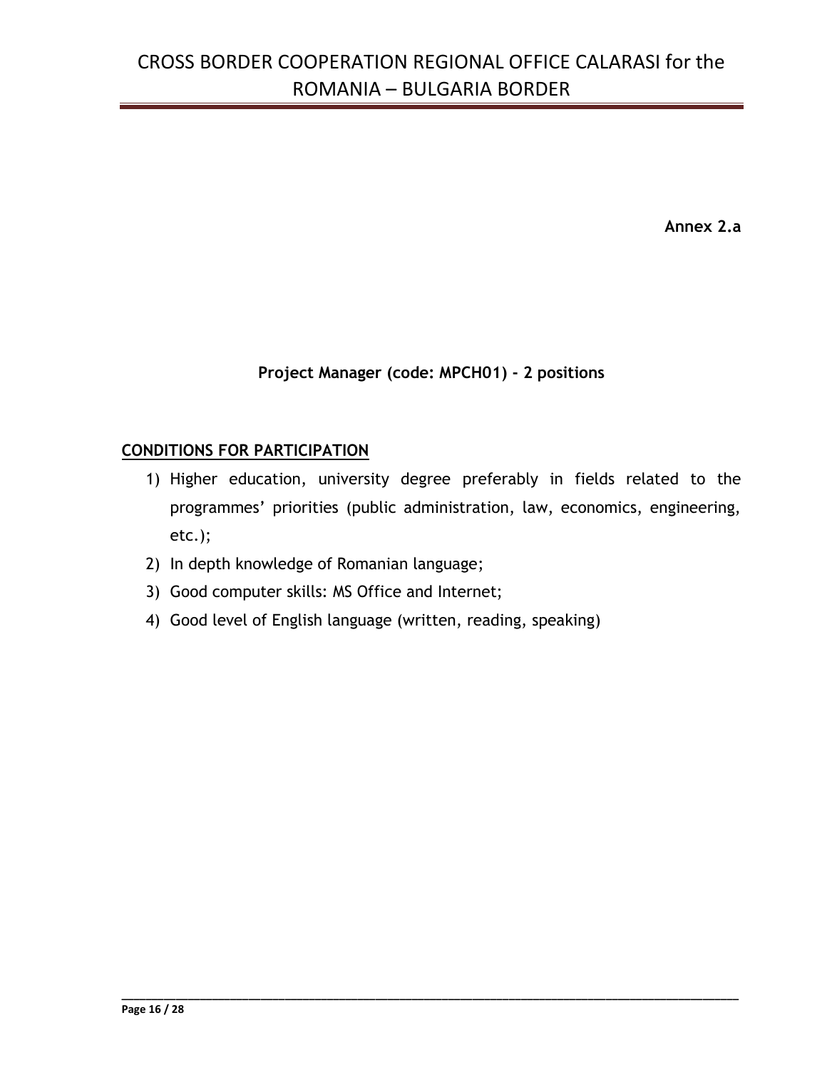**Annex 2.a**

### Project Manager (code: MPCH01) - 2 positions

**CONDITIONS FOR PARTICIPATION**

1) Higher education, university degree preferably in fields related to the programmes' priorities (public administration, law, economics, engineering, etc.);
2) In depth knowledge of Romanian language;
3) Good computer skills: MS Office and Internet;
4) Good level of English language (written, reading, speaking)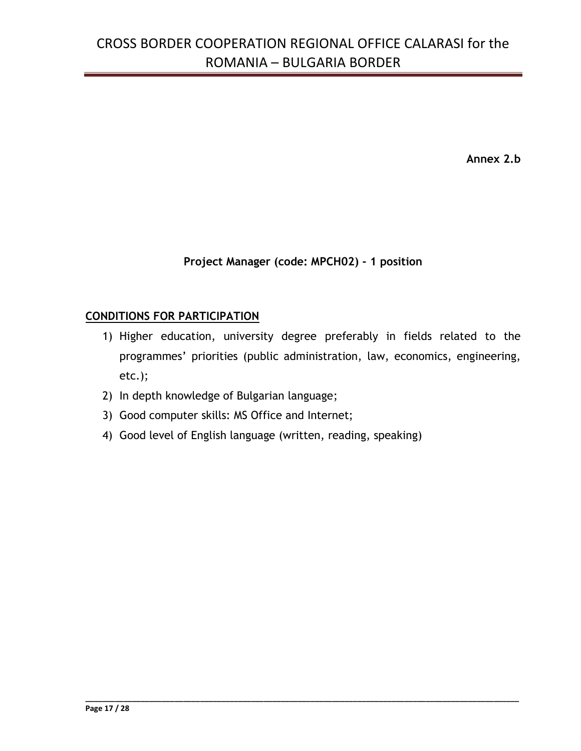Annex 2.b

**Project Manager (code: MPCH02) - 1 position**

**CONDITIONS FOR PARTICIPATION**

1) Higher education, university degree preferably in fields related to the programmes' priorities (public administration, law, economics, engineering, etc.);
2) In depth knowledge of Bulgarian language;
3) Good computer skills: MS Office and Internet;
4) Good level of English language (written, reading, speaking)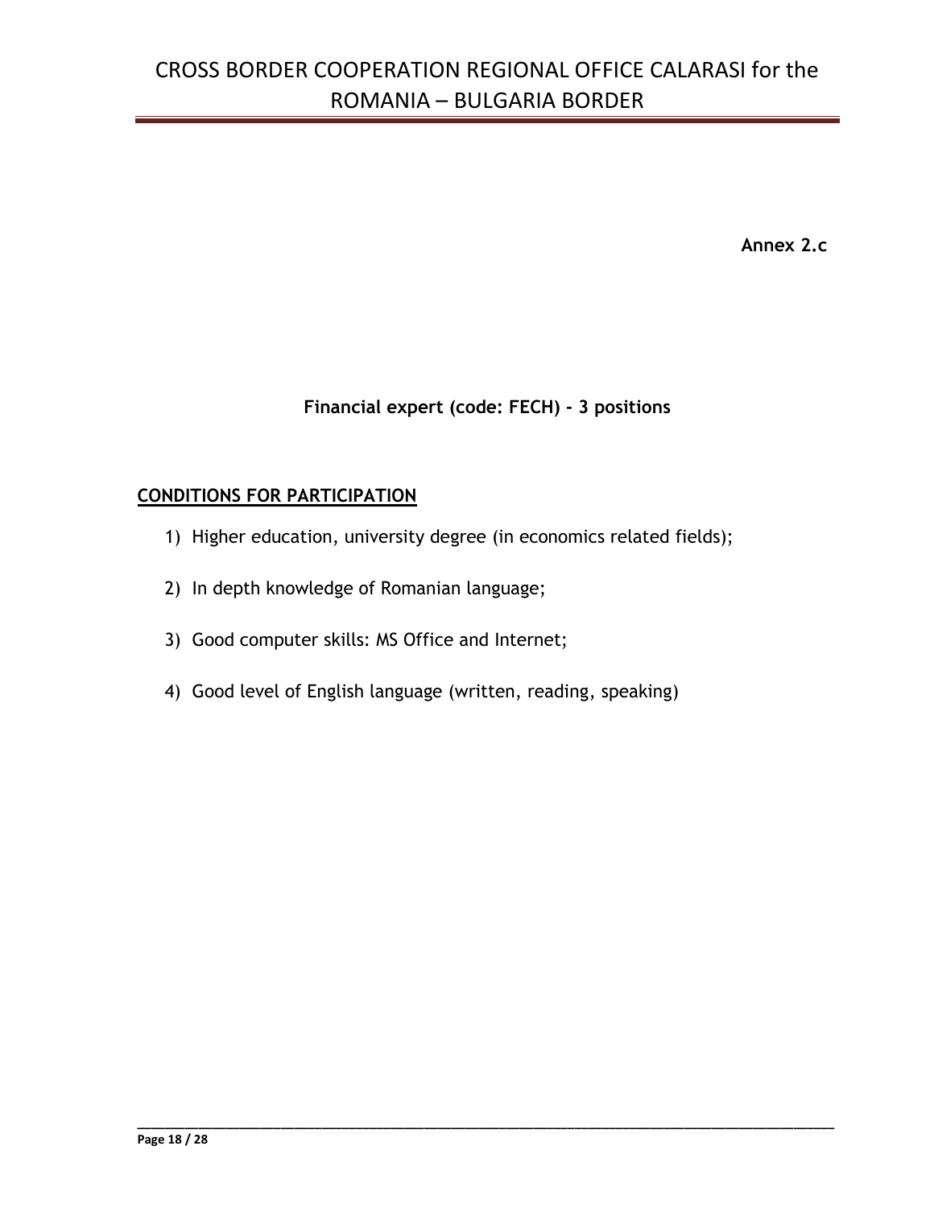**Annex 2.c**

**Financial expert (code: FECH) - 3 positions**

## CONDITIONS FOR PARTICIPATION

1) Higher education, university degree (in economics related fields);
2) In depth knowledge of Romanian language;
3) Good computer skills: MS Office and Internet;
4) Good level of English language (written, reading, speaking)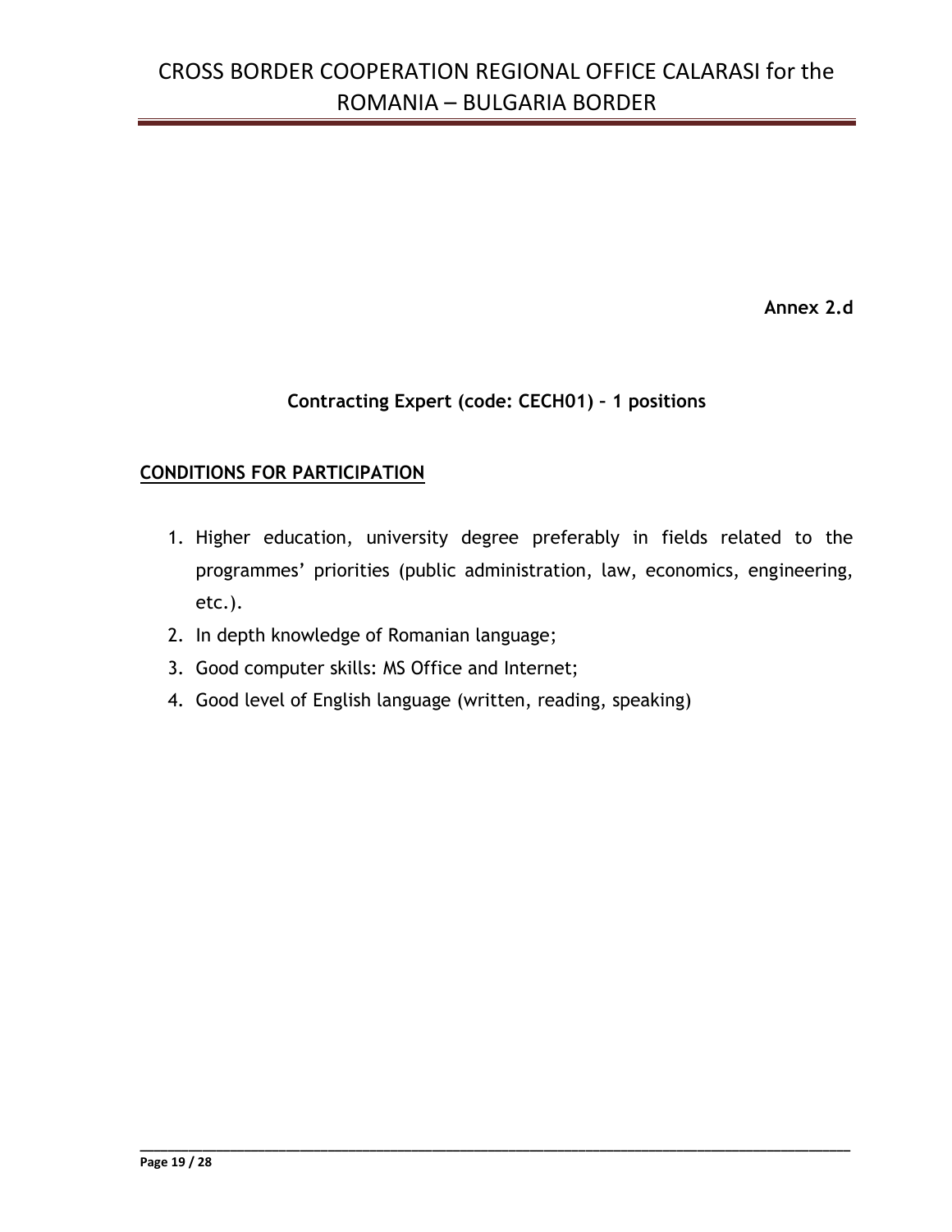**Annex 2.d**

**Contracting Expert (code: CECH01) – 1 positions**

**CONDITIONS FOR PARTICIPATION**

1. Higher education, university degree preferably in fields related to the programmes' priorities (public administration, law, economics, engineering, etc.).
2. In depth knowledge of Romanian language;
3. Good computer skills: MS Office and Internet;
4. Good level of English language (written, reading, speaking)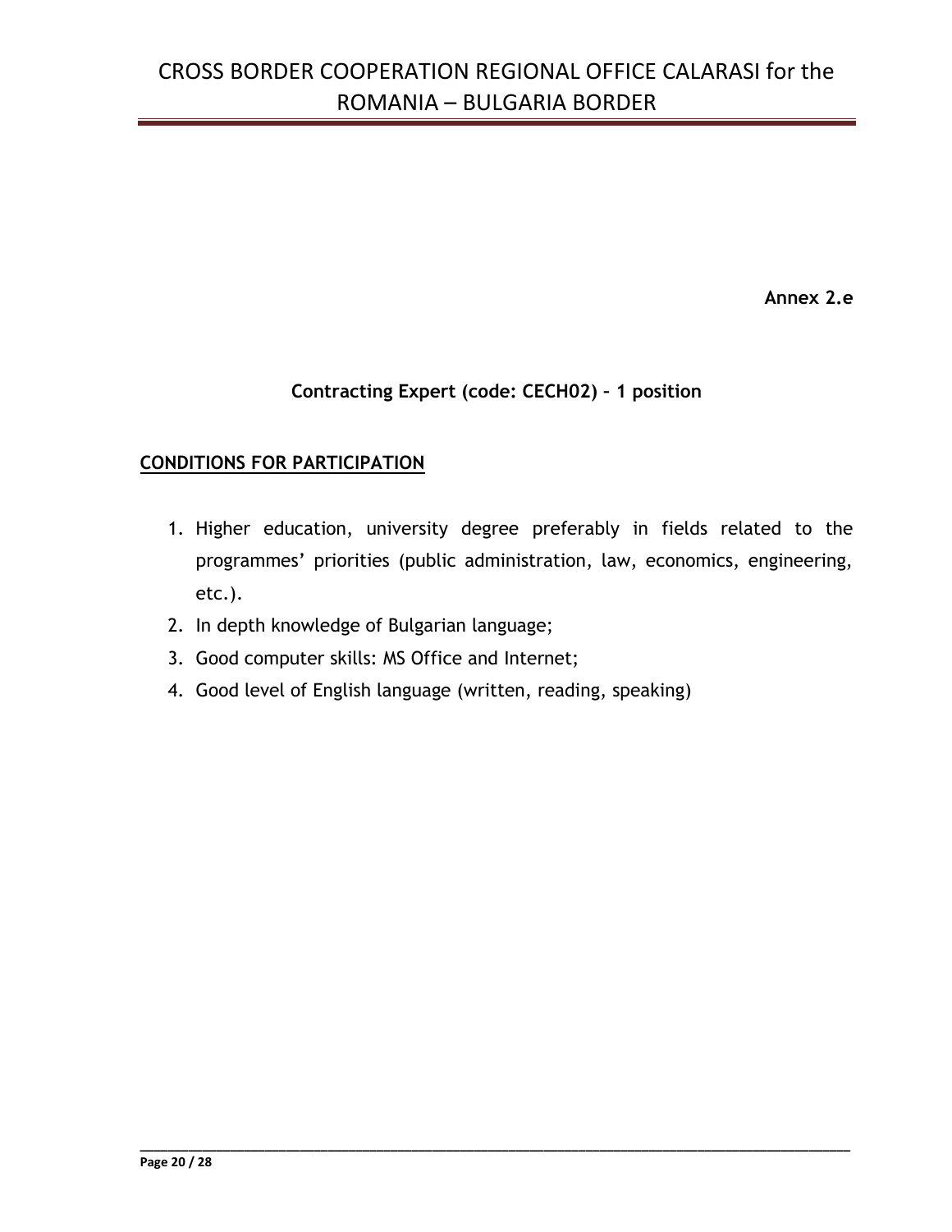**Annex 2.e**

**Contracting Expert (code: CECH02) – 1 position**

**CONDITIONS FOR PARTICIPATION**

1. Higher education, university degree preferably in fields related to the programmes' priorities (public administration, law, economics, engineering, etc.).
2. In depth knowledge of Bulgarian language;
3. Good computer skills: MS Office and Internet;
4. Good level of English language (written, reading, speaking)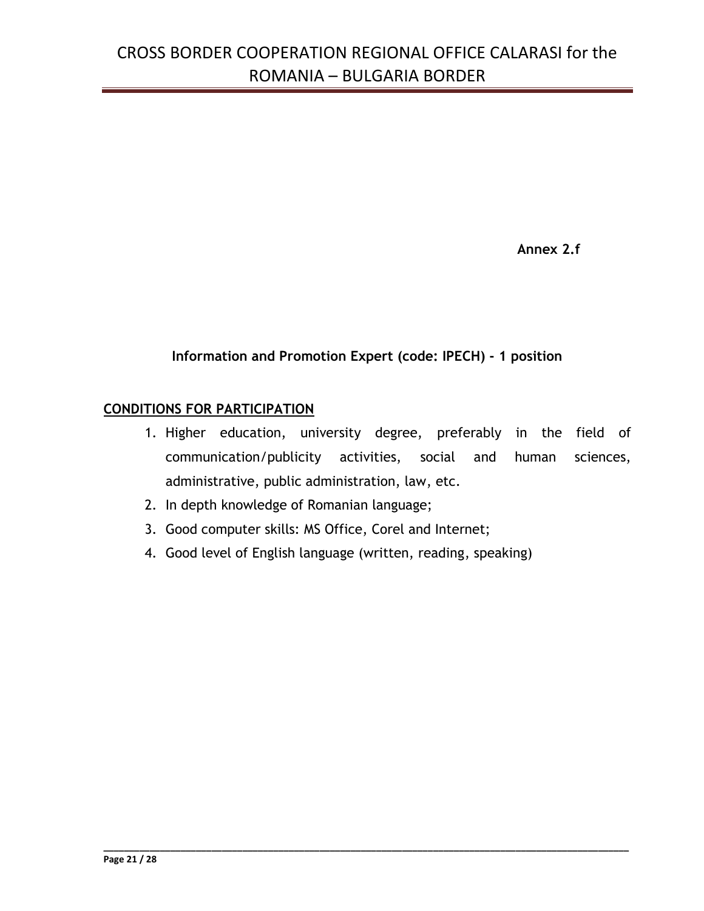**Annex 2.f**

**Information and Promotion Expert (code: IPECH) - 1 position**

**CONDITIONS FOR PARTICIPATION**

1. Higher education, university degree, preferably in the field of communication/publicity activities, social and human sciences, administrative, public administration, law, etc.
2. In depth knowledge of Romanian language;
3. Good computer skills: MS Office, Corel and Internet;
4. Good level of English language (written, reading, speaking)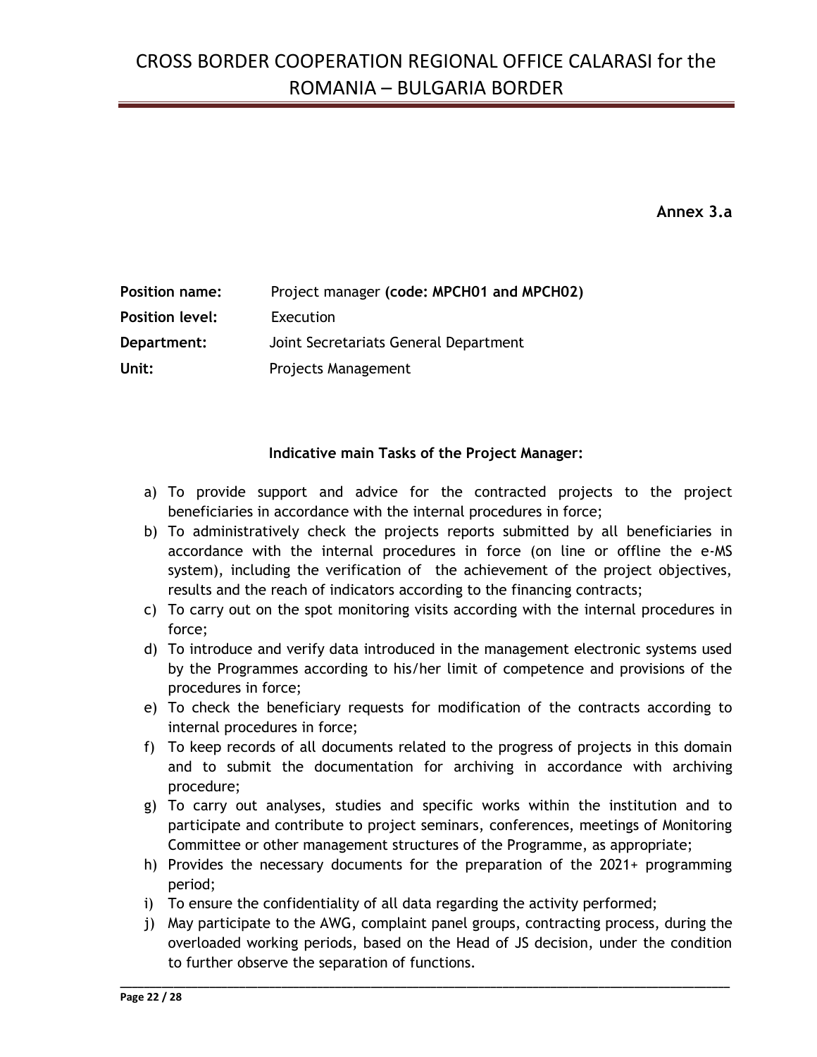**Annex 3.a**

| | |
|---|---|
| **Position name:** | Project manager **(code: MPCH01 and MPCH02)** |
| **Position level:** | Execution |
| **Department:** | Joint Secretariats General Department |
| **Unit:** | Projects Management |

**Indicative main Tasks of the Project Manager:**

a) To provide support and advice for the contracted projects to the project beneficiaries in accordance with the internal procedures in force;
b) To administratively check the projects reports submitted by all beneficiaries in accordance with the internal procedures in force (on line or offline the e-MS system), including the verification of the achievement of the project objectives, results and the reach of indicators according to the financing contracts;
c) To carry out on the spot monitoring visits according with the internal procedures in force;
d) To introduce and verify data introduced in the management electronic systems used by the Programmes according to his/her limit of competence and provisions of the procedures in force;
e) To check the beneficiary requests for modification of the contracts according to internal procedures in force;
f) To keep records of all documents related to the progress of projects in this domain and to submit the documentation for archiving in accordance with archiving procedure;
g) To carry out analyses, studies and specific works within the institution and to participate and contribute to project seminars, conferences, meetings of Monitoring Committee or other management structures of the Programme, as appropriate;
h) Provides the necessary documents for the preparation of the 2021+ programming period;
i) To ensure the confidentiality of all data regarding the activity performed;
j) May participate to the AWG, complaint panel groups, contracting process, during the overloaded working periods, based on the Head of JS decision, under the condition to further observe the separation of functions.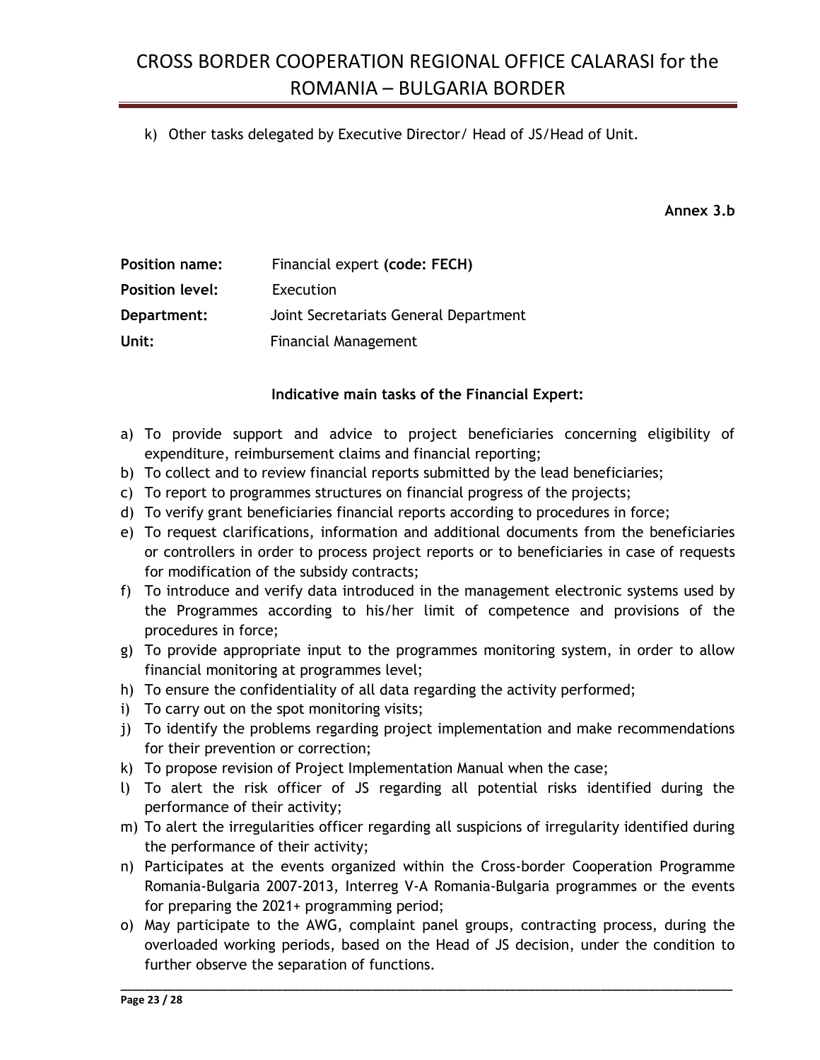k) Other tasks delegated by Executive Director/ Head of JS/Head of Unit.

**Annex 3.b**

**Position name:** Financial expert **(code: FECH)**

**Position level:** Execution

**Department:** Joint Secretariats General Department

**Unit:** Financial Management

**Indicative main tasks of the Financial Expert:**

a) To provide support and advice to project beneficiaries concerning eligibility of expenditure, reimbursement claims and financial reporting;
b) To collect and to review financial reports submitted by the lead beneficiaries;
c) To report to programmes structures on financial progress of the projects;
d) To verify grant beneficiaries financial reports according to procedures in force;
e) To request clarifications, information and additional documents from the beneficiaries or controllers in order to process project reports or to beneficiaries in case of requests for modification of the subsidy contracts;
f) To introduce and verify data introduced in the management electronic systems used by the Programmes according to his/her limit of competence and provisions of the procedures in force;
g) To provide appropriate input to the programmes monitoring system, in order to allow financial monitoring at programmes level;
h) To ensure the confidentiality of all data regarding the activity performed;
i) To carry out on the spot monitoring visits;
j) To identify the problems regarding project implementation and make recommendations for their prevention or correction;
k) To propose revision of Project Implementation Manual when the case;
l) To alert the risk officer of JS regarding all potential risks identified during the performance of their activity;
m) To alert the irregularities officer regarding all suspicions of irregularity identified during the performance of their activity;
n) Participates at the events organized within the Cross-border Cooperation Programme Romania-Bulgaria 2007-2013, Interreg V-A Romania-Bulgaria programmes or the events for preparing the 2021+ programming period;
o) May participate to the AWG, complaint panel groups, contracting process, during the overloaded working periods, based on the Head of JS decision, under the condition to further observe the separation of functions.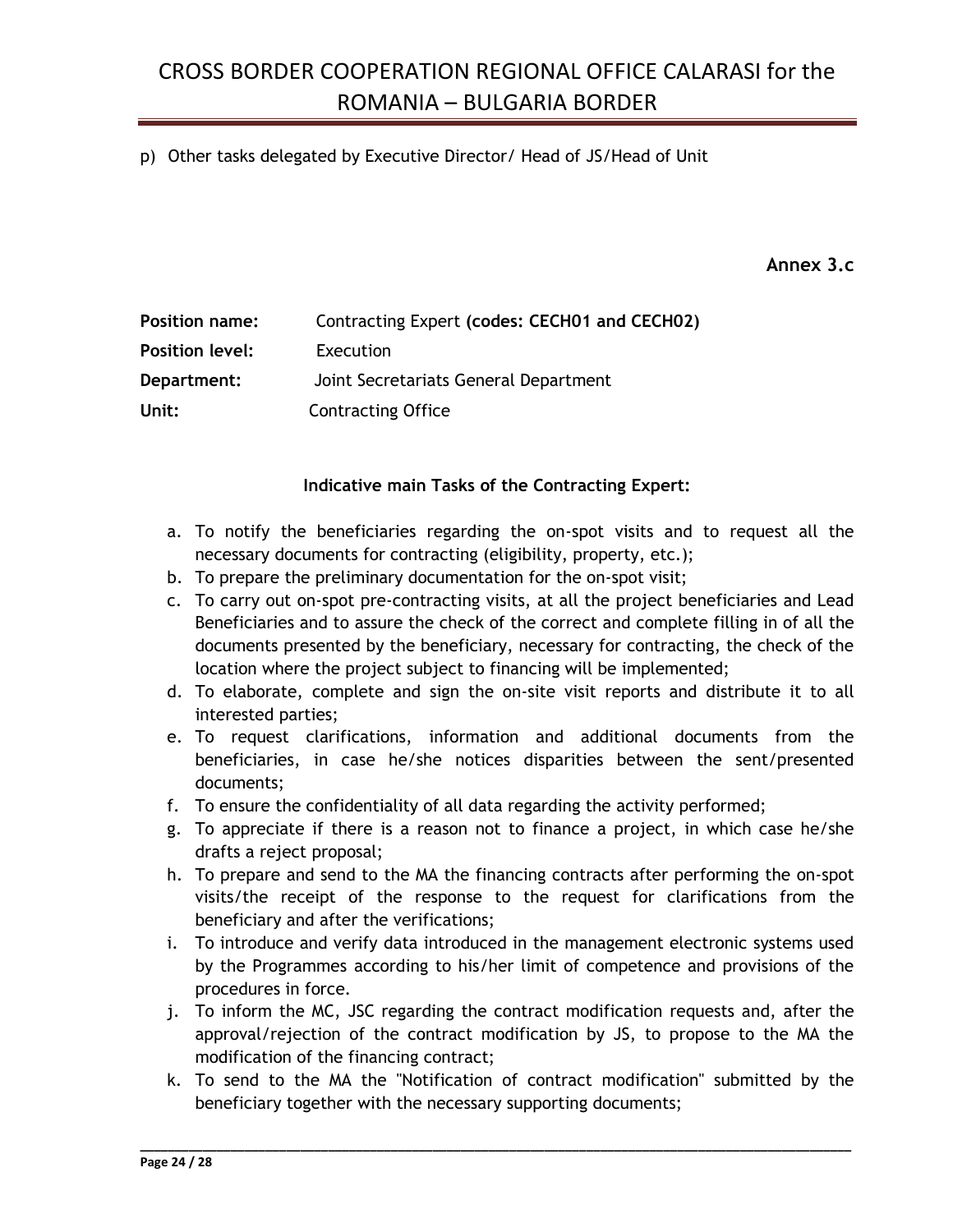p) Other tasks delegated by Executive Director/ Head of JS/Head of Unit

**Annex 3.c**

**Position name:** Contracting Expert **(codes: CECH01 and CECH02)**

**Position level:** Execution

**Department:** Joint Secretariats General Department

**Unit:** Contracting Office

**Indicative main Tasks of the Contracting Expert:**

a. To notify the beneficiaries regarding the on-spot visits and to request all the necessary documents for contracting (eligibility, property, etc.);
b. To prepare the preliminary documentation for the on-spot visit;
c. To carry out on-spot pre-contracting visits, at all the project beneficiaries and Lead Beneficiaries and to assure the check of the correct and complete filling in of all the documents presented by the beneficiary, necessary for contracting, the check of the location where the project subject to financing will be implemented;
d. To elaborate, complete and sign the on-site visit reports and distribute it to all interested parties;
e. To request clarifications, information and additional documents from the beneficiaries, in case he/she notices disparities between the sent/presented documents;
f. To ensure the confidentiality of all data regarding the activity performed;
g. To appreciate if there is a reason not to finance a project, in which case he/she drafts a reject proposal;
h. To prepare and send to the MA the financing contracts after performing the on-spot visits/the receipt of the response to the request for clarifications from the beneficiary and after the verifications;
i. To introduce and verify data introduced in the management electronic systems used by the Programmes according to his/her limit of competence and provisions of the procedures in force.
j. To inform the MC, JSC regarding the contract modification requests and, after the approval/rejection of the contract modification by JS, to propose to the MA the modification of the financing contract;
k. To send to the MA the "Notification of contract modification" submitted by the beneficiary together with the necessary supporting documents;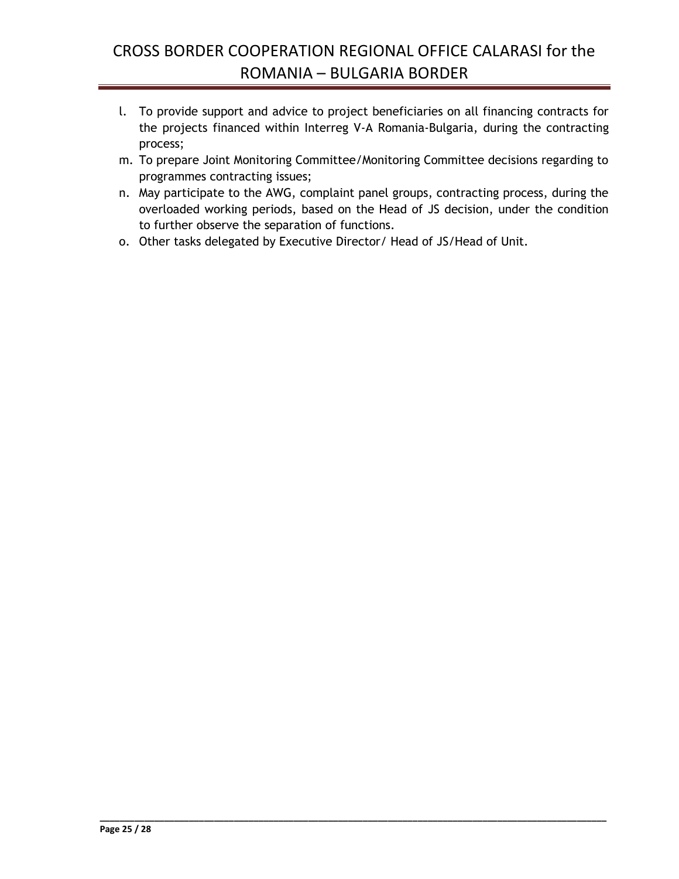l. To provide support and advice to project beneficiaries on all financing contracts for the projects financed within Interreg V-A Romania-Bulgaria, during the contracting process;
m. To prepare Joint Monitoring Committee/Monitoring Committee decisions regarding to programmes contracting issues;
n. May participate to the AWG, complaint panel groups, contracting process, during the overloaded working periods, based on the Head of JS decision, under the condition to further observe the separation of functions.
o. Other tasks delegated by Executive Director/ Head of JS/Head of Unit.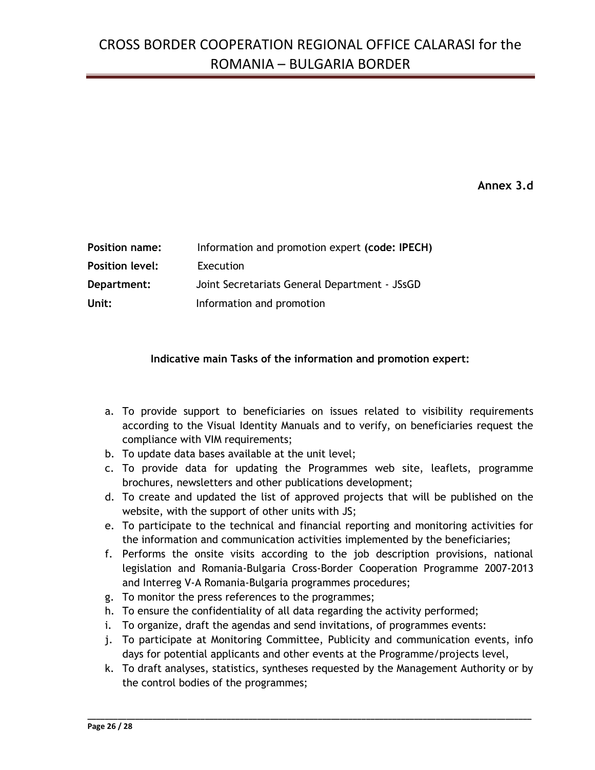**Annex 3.d**

**Position name:** Information and promotion expert **(code: IPECH)**

**Position level:** Execution

**Department:** Joint Secretariats General Department - JSsGD

**Unit:** Information and promotion

**Indicative main Tasks of the information and promotion expert:**

a. To provide support to beneficiaries on issues related to visibility requirements according to the Visual Identity Manuals and to verify, on beneficiaries request the compliance with VIM requirements;
b. To update data bases available at the unit level;
c. To provide data for updating the Programmes web site, leaflets, programme brochures, newsletters and other publications development;
d. To create and updated the list of approved projects that will be published on the website, with the support of other units with JS;
e. To participate to the technical and financial reporting and monitoring activities for the information and communication activities implemented by the beneficiaries;
f. Performs the onsite visits according to the job description provisions, national legislation and Romania-Bulgaria Cross-Border Cooperation Programme 2007-2013 and Interreg V-A Romania-Bulgaria programmes procedures;
g. To monitor the press references to the programmes;
h. To ensure the confidentiality of all data regarding the activity performed;
i. To organize, draft the agendas and send invitations, of programmes events:
j. To participate at Monitoring Committee, Publicity and communication events, info days for potential applicants and other events at the Programme/projects level,
k. To draft analyses, statistics, syntheses requested by the Management Authority or by the control bodies of the programmes;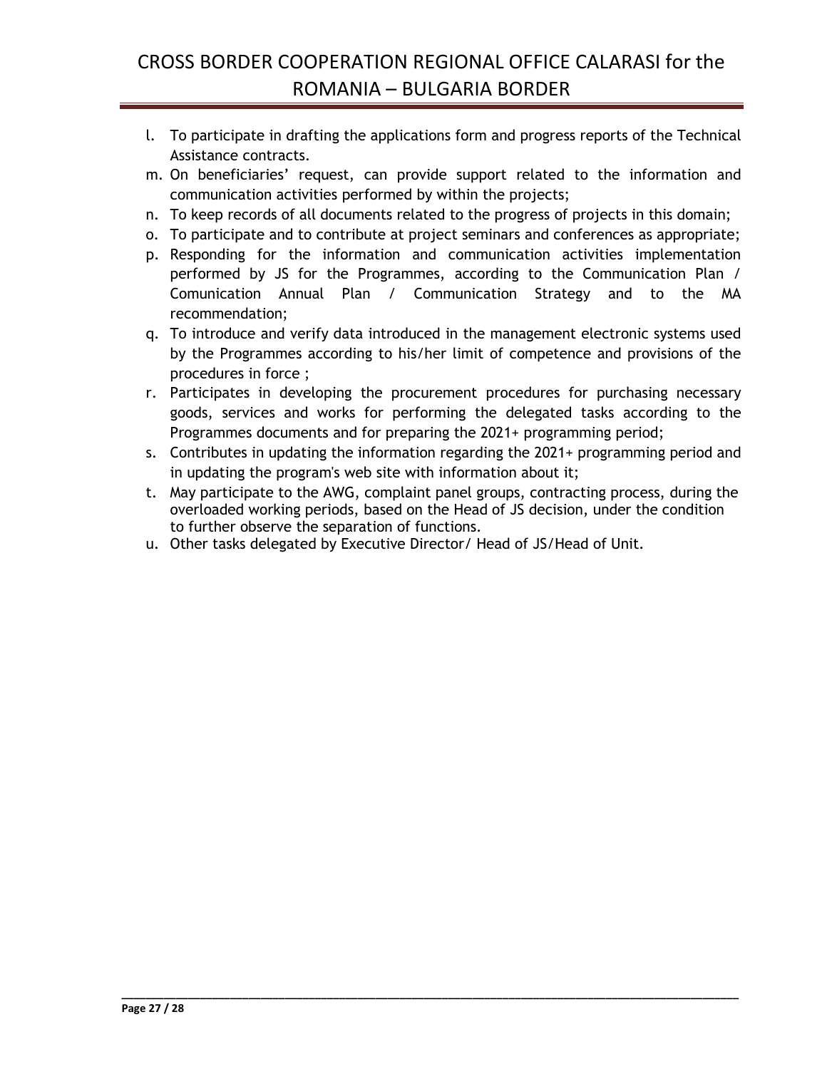l. To participate in drafting the applications form and progress reports of the Technical Assistance contracts.
m. On beneficiaries' request, can provide support related to the information and communication activities performed by within the projects;
n. To keep records of all documents related to the progress of projects in this domain;
o. To participate and to contribute at project seminars and conferences as appropriate;
p. Responding for the information and communication activities implementation performed by JS for the Programmes, according to the Communication Plan / Comunication Annual Plan / Communication Strategy and to the MA recommendation;
q. To introduce and verify data introduced in the management electronic systems used by the Programmes according to his/her limit of competence and provisions of the procedures in force ;
r. Participates in developing the procurement procedures for purchasing necessary goods, services and works for performing the delegated tasks according to the Programmes documents and for preparing the 2021+ programming period;
s. Contributes in updating the information regarding the 2021+ programming period and in updating the program's web site with information about it;
t. May participate to the AWG, complaint panel groups, contracting process, during the overloaded working periods, based on the Head of JS decision, under the condition to further observe the separation of functions.
u. Other tasks delegated by Executive Director/ Head of JS/Head of Unit.